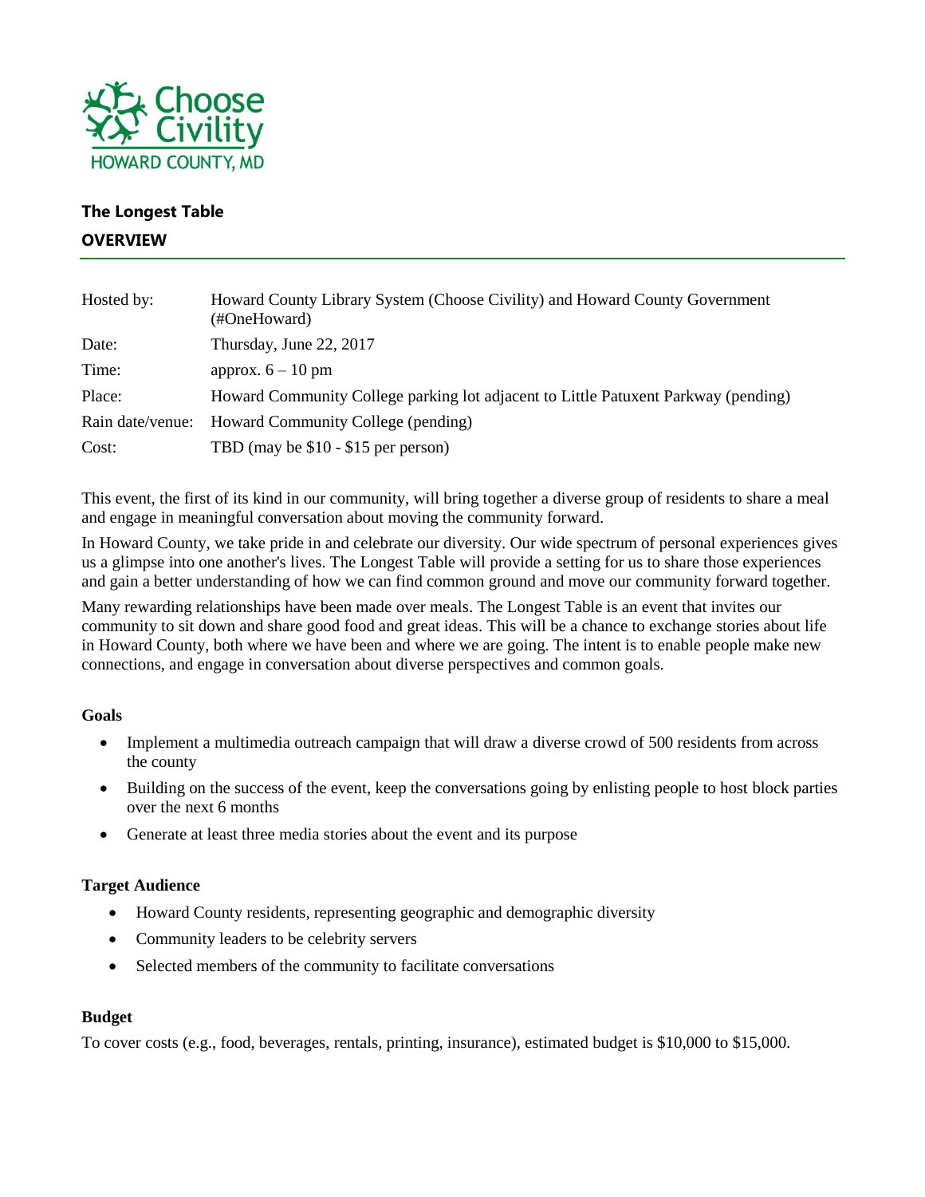Choose Civility
HOWARD COUNTY, MD

## The Longest Table

### OVERVIEW

| | |
|---|---|
| Hosted by: | Howard County Library System (Choose Civility) and Howard County Government (#OneHoward) |
| Date: | Thursday, June 22, 2017 |
| Time: | approx. 6 – 10 pm |
| Place: | Howard Community College parking lot adjacent to Little Patuxent Parkway (pending) |
| Rain date/venue: | Howard Community College (pending) |
| Cost: | TBD (may be $10 - $15 per person) |

This event, the first of its kind in our community, will bring together a diverse group of residents to share a meal and engage in meaningful conversation about moving the community forward.

In Howard County, we take pride in and celebrate our diversity. Our wide spectrum of personal experiences gives us a glimpse into one another's lives. The Longest Table will provide a setting for us to share those experiences and gain a better understanding of how we can find common ground and move our community forward together.

Many rewarding relationships have been made over meals. The Longest Table is an event that invites our community to sit down and share good food and great ideas. This will be a chance to exchange stories about life in Howard County, both where we have been and where we are going. The intent is to enable people make new connections, and engage in conversation about diverse perspectives and common goals.

#### Goals

- Implement a multimedia outreach campaign that will draw a diverse crowd of 500 residents from across the county
- Building on the success of the event, keep the conversations going by enlisting people to host block parties over the next 6 months
- Generate at least three media stories about the event and its purpose

#### Target Audience

- Howard County residents, representing geographic and demographic diversity
- Community leaders to be celebrity servers
- Selected members of the community to facilitate conversations

#### Budget

To cover costs (e.g., food, beverages, rentals, printing, insurance), estimated budget is $10,000 to $15,000.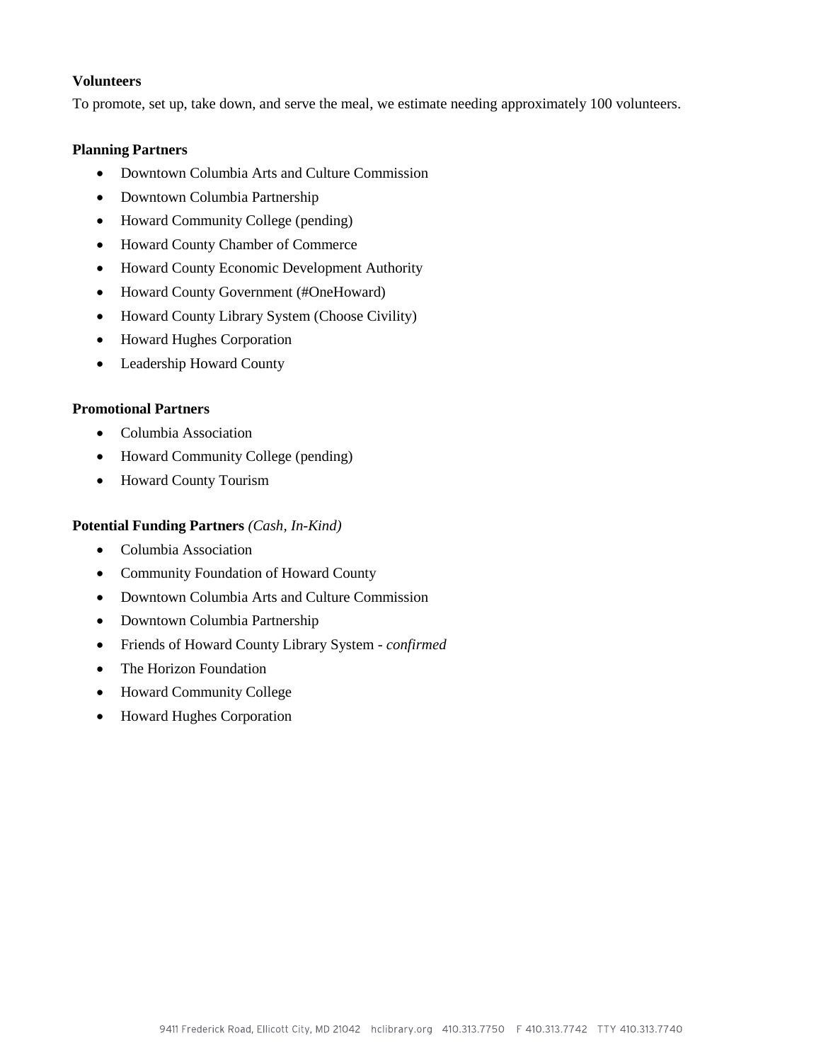**Volunteers**

To promote, set up, take down, and serve the meal, we estimate needing approximately 100 volunteers.

**Planning Partners**

- Downtown Columbia Arts and Culture Commission
- Downtown Columbia Partnership
- Howard Community College (pending)
- Howard County Chamber of Commerce
- Howard County Economic Development Authority
- Howard County Government (#OneHoward)
- Howard County Library System (Choose Civility)
- Howard Hughes Corporation
- Leadership Howard County

**Promotional Partners**

- Columbia Association
- Howard Community College (pending)
- Howard County Tourism

**Potential Funding Partners** *(Cash, In-Kind)*

- Columbia Association
- Community Foundation of Howard County
- Downtown Columbia Arts and Culture Commission
- Downtown Columbia Partnership
- Friends of Howard County Library System - *confirmed*
- The Horizon Foundation
- Howard Community College
- Howard Hughes Corporation